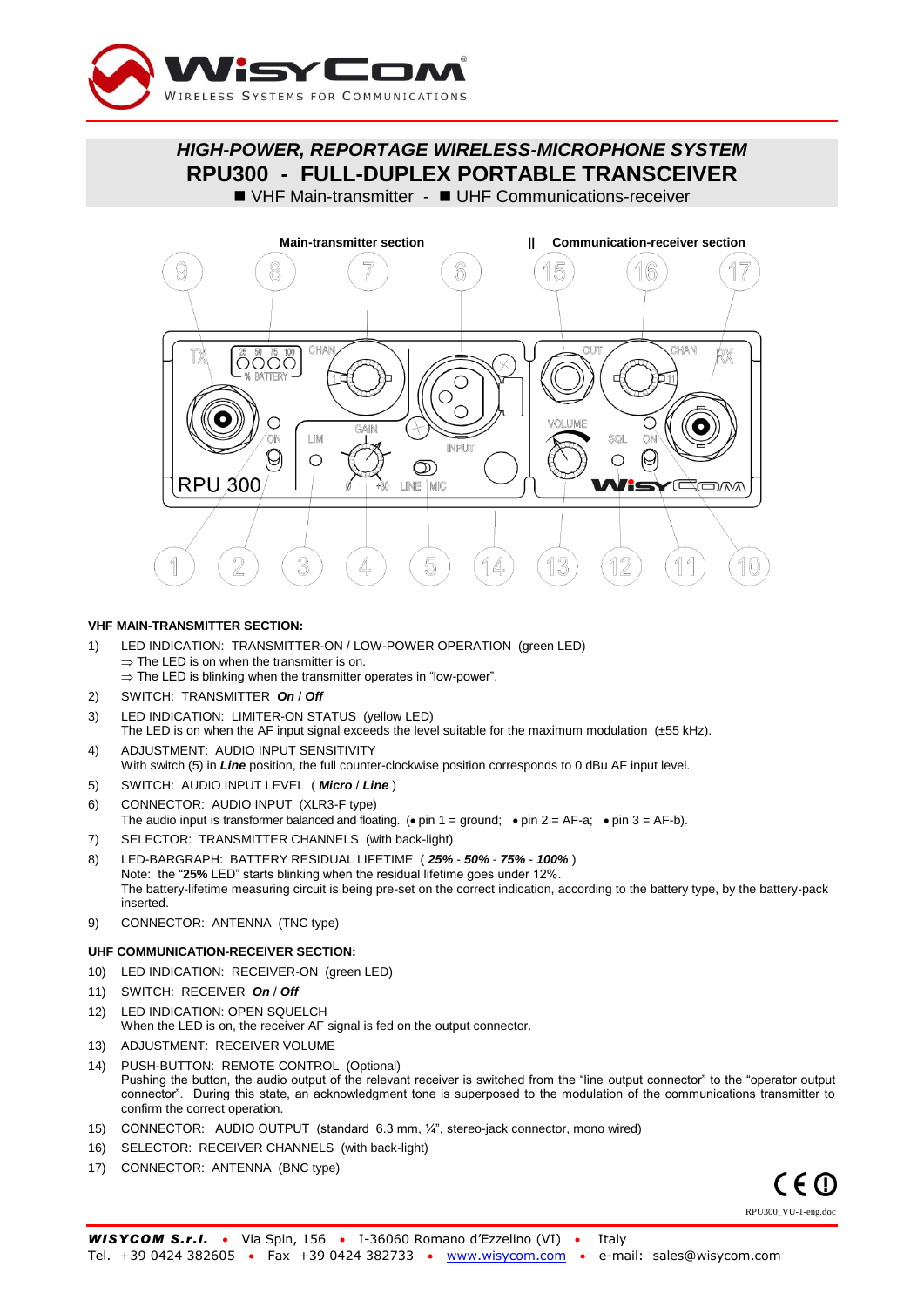# HIGH-POWER, REPORTAGE WIRELESS-MICROPHONE SYSTEM

# RPU300 - FULL-DUPLEX PORTABLE TRANSCEIVER

■ VHF Main-transmitter - ■ UHF Communications-receiver

**Main-transmitter section** || **Communication-receiver section**

### VHF MAIN-TRANSMITTER SECTION:

1) LED INDICATION: TRANSMITTER-ON / LOW-POWER OPERATION (green LED)
   ⇒ The LED is on when the transmitter is on.
   ⇒ The LED is blinking when the transmitter operates in "low-power".
2) SWITCH: TRANSMITTER ***On*** / ***Off***
3) LED INDICATION: LIMITER-ON STATUS (yellow LED)
   The LED is on when the AF input signal exceeds the level suitable for the maximum modulation (±55 kHz).
4) ADJUSTMENT: AUDIO INPUT SENSITIVITY
   With switch (5) in ***Line*** position, the full counter-clockwise position corresponds to 0 dBu AF input level.
5) SWITCH: AUDIO INPUT LEVEL ( ***Micro*** / ***Line*** )
6) CONNECTOR: AUDIO INPUT (XLR3-F type)
   The audio input is transformer balanced and floating. (• pin 1 = ground; • pin 2 = AF-a; • pin 3 = AF-b).
7) SELECTOR: TRANSMITTER CHANNELS (with back-light)
8) LED-BARGRAPH: BATTERY RESIDUAL LIFETIME ( ***25%*** - ***50%*** - ***75%*** - ***100%*** )
   Note: the "**25%** LED" starts blinking when the residual lifetime goes under 12%.
   The battery-lifetime measuring circuit is being pre-set on the correct indication, according to the battery type, by the battery-pack inserted.
9) CONNECTOR: ANTENNA (TNC type)

### UHF COMMUNICATION-RECEIVER SECTION:

10) LED INDICATION: RECEIVER-ON (green LED)
11) SWITCH: RECEIVER ***On*** / ***Off***
12) LED INDICATION: OPEN SQUELCH
    When the LED is on, the receiver AF signal is fed on the output connector.
13) ADJUSTMENT: RECEIVER VOLUME
14) PUSH-BUTTON: REMOTE CONTROL (Optional)
    Pushing the button, the audio output of the relevant receiver is switched from the "line output connector" to the "operator output connector". During this state, an acknowledgment tone is superposed to the modulation of the communications transmitter to confirm the correct operation.
15) CONNECTOR: AUDIO OUTPUT (standard 6.3 mm, ¼", stereo-jack connector, mono wired)
16) SELECTOR: RECEIVER CHANNELS (with back-light)
17) CONNECTOR: ANTENNA (BNC type)

RPU300_VU-1-eng.doc

***WISYCOM S.r.l.*** • Via Spin, 156 • I-36060 Romano d'Ezzelino (VI) • Italy
Tel. +39 0424 382605 • Fax +39 0424 382733 • www.wisycom.com • e-mail: sales@wisycom.com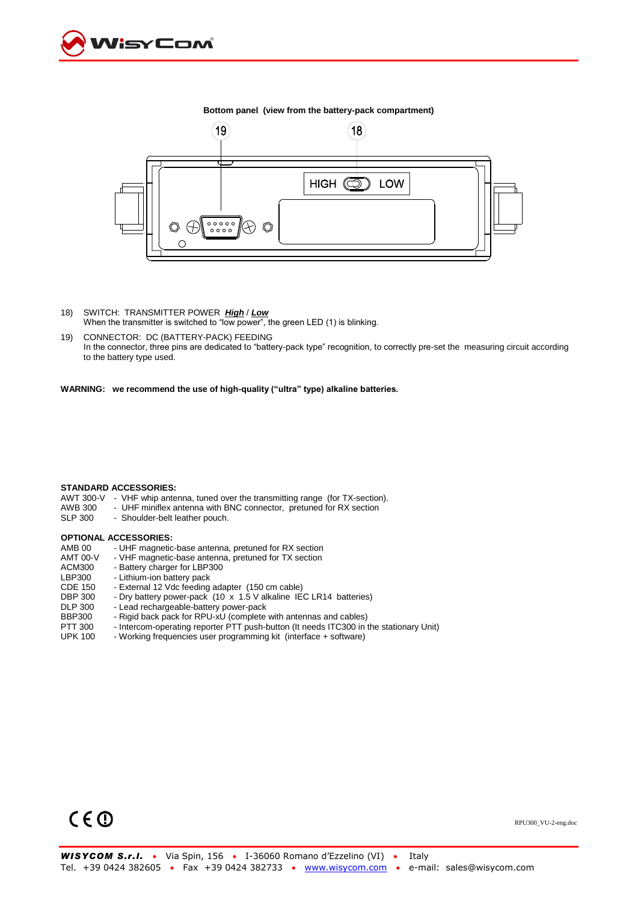**Bottom panel (view from the battery-pack compartment)**

18) SWITCH: TRANSMITTER POWER ***High*** / ***Low***
When the transmitter is switched to "low power", the green LED (1) is blinking.

19) CONNECTOR: DC (BATTERY-PACK) FEEDING
In the connector, three pins are dedicated to "battery-pack type" recognition, to correctly pre-set the measuring circuit according to the battery type used.

**WARNING: we recommend the use of high-quality ("ultra" type) alkaline batteries.**

**STANDARD ACCESSORIES:**

| | |
|---|---|
| AWT 300-V | - VHF whip antenna, tuned over the transmitting range (for TX-section). |
| AWB 300 | - UHF miniflex antenna with BNC connector, pretuned for RX section |
| SLP 300 | - Shoulder-belt leather pouch. |

**OPTIONAL ACCESSORIES:**

| | |
|---|---|
| AMB 00 | - UHF magnetic-base antenna, pretuned for RX section |
| AMT 00-V | - VHF magnetic-base antenna, pretuned for TX section |
| ACM300 | - Battery charger for LBP300 |
| LBP300 | - Lithium-ion battery pack |
| CDE 150 | - External 12 Vdc feeding adapter (150 cm cable) |
| DBP 300 | - Dry battery power-pack (10 x 1.5 V alkaline IEC LR14 batteries) |
| DLP 300 | - Lead rechargeable-battery power-pack |
| BBP300 | - Rigid back pack for RPU-xU (complete with antennas and cables) |
| PTT 300 | - Intercom-operating reporter PTT push-button (It needs ITC300 in the stationary Unit) |
| UPK 100 | - Working frequencies user programming kit (interface + software) |

RPU300_VU-2-eng.doc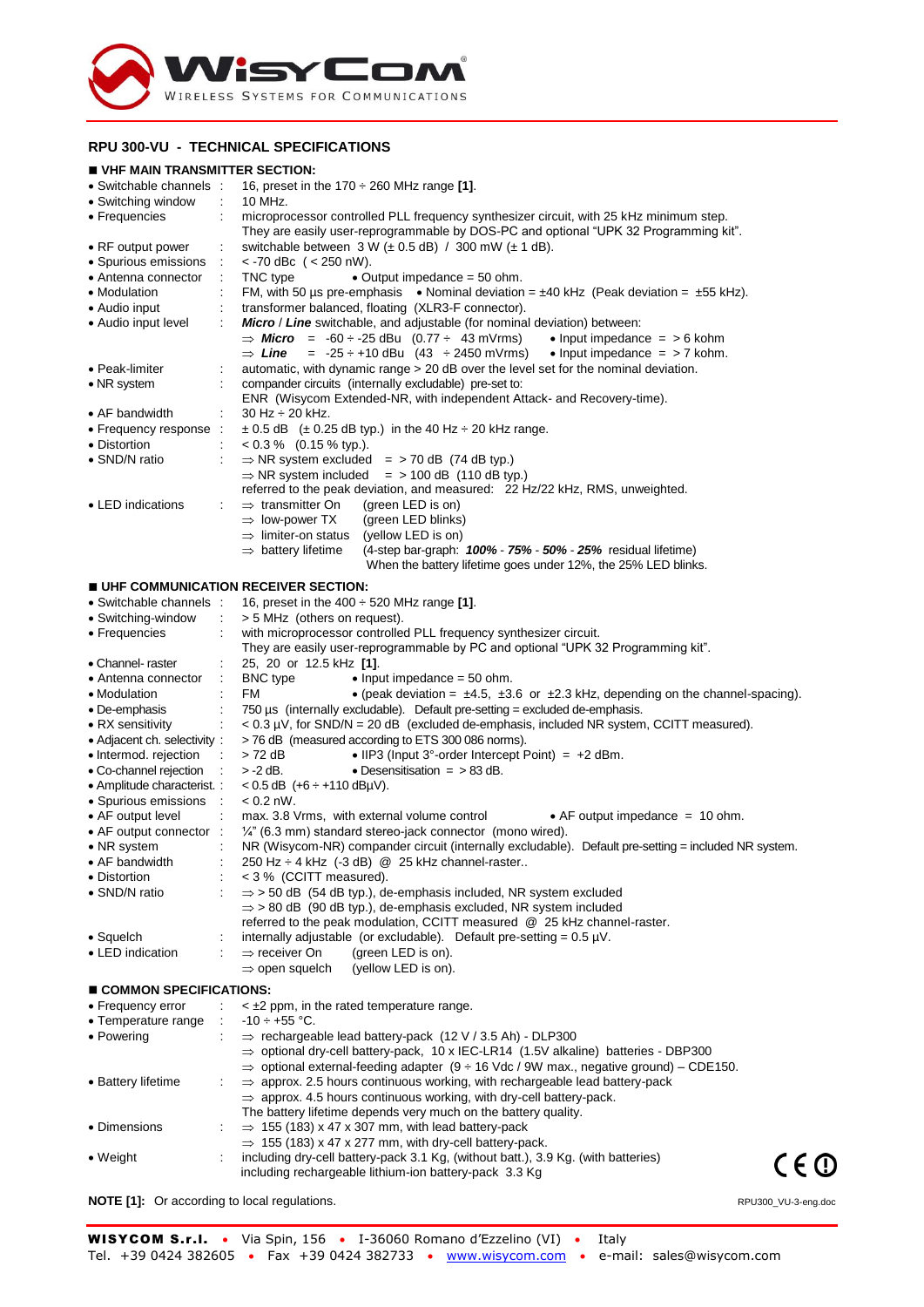## RPU 300-VU - TECHNICAL SPECIFICATIONS

### ■ VHF MAIN TRANSMITTER SECTION:

- Switchable channels : 16, preset in the 170 ÷ 260 MHz range **[1]**.
- Switching window : 10 MHz.
- Frequencies : microprocessor controlled PLL frequency synthesizer circuit, with 25 kHz minimum step. They are easily user-reprogrammable by DOS-PC and optional "UPK 32 Programming kit".
- RF output power : switchable between 3 W (± 0.5 dB) / 300 mW (± 1 dB).
- Spurious emissions : < -70 dBc ( < 250 nW).
- Antenna connector : TNC type • Output impedance = 50 ohm.
- Modulation : FM, with 50 µs pre-emphasis • Nominal deviation = ±40 kHz (Peak deviation = ±55 kHz).
- Audio input : transformer balanced, floating (XLR3-F connector).
- Audio input level : ***Micro*** / ***Line*** switchable, and adjustable (for nominal deviation) between:
  - ⇒ ***Micro*** = -60 ÷ -25 dBu (0.77 ÷ 43 mVrms) • Input impedance = > 6 kohm
  - ⇒ ***Line*** = -25 ÷ +10 dBu (43 ÷ 2450 mVrms) • Input impedance = > 7 kohm.
- Peak-limiter : automatic, with dynamic range > 20 dB over the level set for the nominal deviation.
- NR system : compander circuits (internally excludable) pre-set to: ENR (Wisycom Extended-NR, with independent Attack- and Recovery-time).
- AF bandwidth : 30 Hz ÷ 20 kHz.
- Frequency response : ± 0.5 dB (± 0.25 dB typ.) in the 40 Hz ÷ 20 kHz range.
- Distortion : < 0.3 % (0.15 % typ.).
- SND/N ratio :
  - ⇒ NR system excluded = > 70 dB (74 dB typ.)
  - ⇒ NR system included = > 100 dB (110 dB typ.)
  
  referred to the peak deviation, and measured: 22 Hz/22 kHz, RMS, unweighted.
- LED indications :
  - ⇒ transmitter On (green LED is on)
  - ⇒ low-power TX (green LED blinks)
  - ⇒ limiter-on status (yellow LED is on)
  - ⇒ battery lifetime (4-step bar-graph: ***100%*** - ***75%*** - ***50%*** - ***25%*** residual lifetime) When the battery lifetime goes under 12%, the 25% LED blinks.

### ■ UHF COMMUNICATION RECEIVER SECTION:

- Switchable channels : 16, preset in the 400 ÷ 520 MHz range **[1]**.
- Switching-window : > 5 MHz (others on request).
- Frequencies : with microprocessor controlled PLL frequency synthesizer circuit. They are easily user-reprogrammable by PC and optional "UPK 32 Programming kit".
- Channel- raster : 25, 20 or 12.5 kHz **[1]**.
- Antenna connector : BNC type • Input impedance = 50 ohm.
- Modulation : FM • (peak deviation = ±4.5, ±3.6 or ±2.3 kHz, depending on the channel-spacing).
- De-emphasis : 750 µs (internally excludable). Default pre-setting = excluded de-emphasis.
- RX sensitivity : < 0.3 µV, for SND/N = 20 dB (excluded de-emphasis, included NR system, CCITT measured).
- Adjacent ch. selectivity : > 76 dB (measured according to ETS 300 086 norms).
- Intermod. rejection : > 72 dB • IIP3 (Input 3°-order Intercept Point) = +2 dBm.
- Co-channel rejection : > -2 dB. • Desensitisation = > 83 dB.
- Amplitude characterist. : < 0.5 dB (+6 ÷ +110 dBµV).
- Spurious emissions : < 0.2 nW.
- AF output level : max. 3.8 Vrms, with external volume control • AF output impedance = 10 ohm.
- AF output connector : ¼" (6.3 mm) standard stereo-jack connector (mono wired).
- NR system : NR (Wisycom-NR) compander circuit (internally excludable). Default pre-setting = included NR system.
- AF bandwidth : 250 Hz ÷ 4 kHz (-3 dB) @ 25 kHz channel-raster..
- Distortion : < 3 % (CCITT measured).
- SND/N ratio :
  - ⇒ > 50 dB (54 dB typ.), de-emphasis included, NR system excluded
  - ⇒ > 80 dB (90 dB typ.), de-emphasis excluded, NR system included
  
  referred to the peak modulation, CCITT measured @ 25 kHz channel-raster.
- Squelch : internally adjustable (or excludable). Default pre-setting = 0.5 µV.
- LED indication :
  - ⇒ receiver On (green LED is on).
  - ⇒ open squelch (yellow LED is on).

### ■ COMMON SPECIFICATIONS:

- Frequency error : < ±2 ppm, in the rated temperature range.
- Temperature range : -10 ÷ +55 °C.
- Powering :
  - ⇒ rechargeable lead battery-pack (12 V / 3.5 Ah) - DLP300
  - ⇒ optional dry-cell battery-pack, 10 x IEC-LR14 (1.5V alkaline) batteries - DBP300
  - ⇒ optional external-feeding adapter (9 ÷ 16 Vdc / 9W max., negative ground) – CDE150.
- Battery lifetime :
  - ⇒ approx. 2.5 hours continuous working, with rechargeable lead battery-pack
  - ⇒ approx. 4.5 hours continuous working, with dry-cell battery-pack.
  
  The battery lifetime depends very much on the battery quality.
- Dimensions :
  - ⇒ 155 (183) x 47 x 307 mm, with lead battery-pack
  - ⇒ 155 (183) x 47 x 277 mm, with dry-cell battery-pack.
- Weight : including dry-cell battery-pack 3.1 Kg, (without batt.), 3.9 Kg. (with batteries) including rechargeable lithium-ion battery-pack 3.3 Kg

**NOTE [1]:** Or according to local regulations.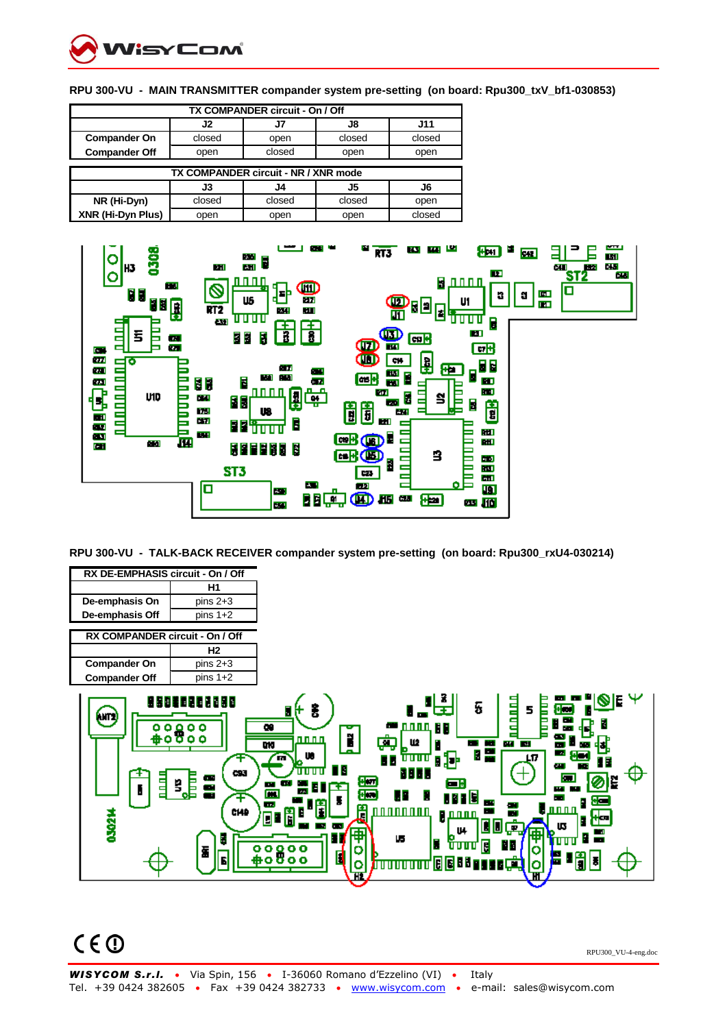## RPU 300-VU - MAIN TRANSMITTER compander system pre-setting (on board: Rpu300_txV_bf1-030853)

| TX COMPANDER circuit - On / Off | | | | |
|---|---|---|---|---|
| | J2 | J7 | J8 | J11 |
| **Compander On** | closed | open | closed | closed |
| **Compander Off** | open | closed | open | open |

| TX COMPANDER circuit - NR / XNR mode | | | | |
|---|---|---|---|---|
| | J3 | J4 | J5 | J6 |
| **NR (Hi-Dyn)** | closed | closed | closed | open |
| **XNR (Hi-Dyn Plus)** | open | open | open | closed |

## RPU 300-VU - TALK-BACK RECEIVER compander system pre-setting (on board: Rpu300_rxU4-030214)

| RX DE-EMPHASIS circuit - On / Off | |
|---|---|
| | H1 |
| **De-emphasis On** | pins 2+3 |
| **De-emphasis Off** | pins 1+2 |

| RX COMPANDER circuit - On / Off | |
|---|---|
| | H2 |
| **Compander On** | pins 2+3 |
| **Compander Off** | pins 1+2 |

RPU300_VU-4-eng.doc

***WISYCOM S.r.l.*** • Via Spin, 156 • I-36060 Romano d'Ezzelino (VI) • Italy
Tel. +39 0424 382605 • Fax +39 0424 382733 • www.wisycom.com • e-mail: sales@wisycom.com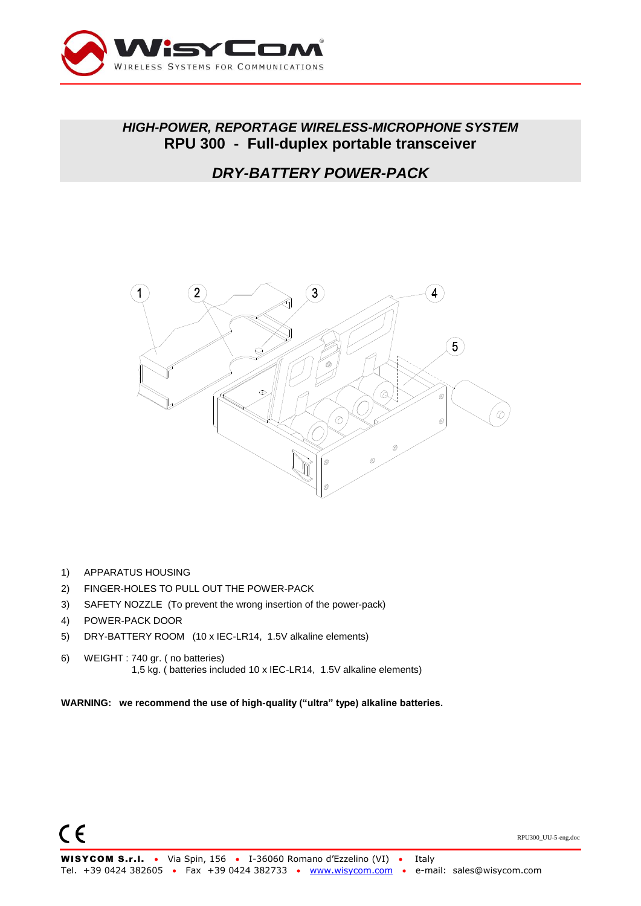## *HIGH-POWER, REPORTAGE WIRELESS-MICROPHONE SYSTEM*
## RPU 300 - Full-duplex portable transceiver

## *DRY-BATTERY POWER-PACK*

1) APPARATUS HOUSING
2) FINGER-HOLES TO PULL OUT THE POWER-PACK
3) SAFETY NOZZLE (To prevent the wrong insertion of the power-pack)
4) POWER-PACK DOOR
5) DRY-BATTERY ROOM (10 x IEC-LR14, 1.5V alkaline elements)
6) WEIGHT : 740 gr. ( no batteries)
   1,5 kg. ( batteries included 10 x IEC-LR14, 1.5V alkaline elements)

**WARNING: we recommend the use of high-quality ("ultra" type) alkaline batteries.**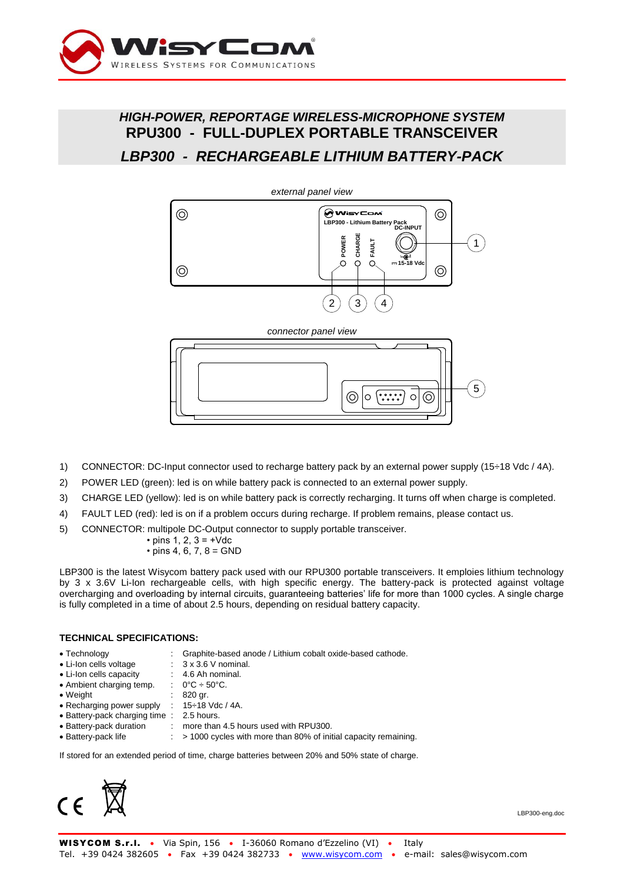# HIGH-POWER, REPORTAGE WIRELESS-MICROPHONE SYSTEM

## RPU300 - FULL-DUPLEX PORTABLE TRANSCEIVER

## LBP300 - RECHARGEABLE LITHIUM BATTERY-PACK

*external panel view*

*connector panel view*

1) CONNECTOR: DC-Input connector used to recharge battery pack by an external power supply (15÷18 Vdc / 4A).
2) POWER LED (green): led is on while battery pack is connected to an external power supply.
3) CHARGE LED (yellow): led is on while battery pack is correctly recharging. It turns off when charge is completed.
4) FAULT LED (red): led is on if a problem occurs during recharge. If problem remains, please contact us.
5) CONNECTOR: multipole DC-Output connector to supply portable transceiver.
   - pins 1, 2, 3 = +Vdc
   - pins 4, 6, 7, 8 = GND

LBP300 is the latest Wisycom battery pack used with our RPU300 portable transceivers. It emploies lithium technology by 3 x 3.6V Li-Ion rechargeable cells, with high specific energy. The battery-pack is protected against voltage overcharging and overloading by internal circuits, guaranteeing batteries' life for more than 1000 cycles. A single charge is fully completed in a time of about 2.5 hours, depending on residual battery capacity.

**TECHNICAL SPECIFICATIONS:**

- Technology : Graphite-based anode / Lithium cobalt oxide-based cathode.
- Li-Ion cells voltage : 3 x 3.6 V nominal.
- Li-Ion cells capacity : 4.6 Ah nominal.
- Ambient charging temp. : 0°C ÷ 50°C.
- Weight : 820 gr.
- Recharging power supply : 15÷18 Vdc / 4A.
- Battery-pack charging time : 2.5 hours.
- Battery-pack duration : more than 4.5 hours used with RPU300.
- Battery-pack life : > 1000 cycles with more than 80% of initial capacity remaining.

If stored for an extended period of time, charge batteries between 20% and 50% state of charge.

LBP300-eng.doc

**WISYCOM S.r.l.** • Via Spin, 156 • I-36060 Romano d'Ezzelino (VI) • Italy
Tel. +39 0424 382605 • Fax +39 0424 382733 • www.wisycom.com • e-mail: sales@wisycom.com